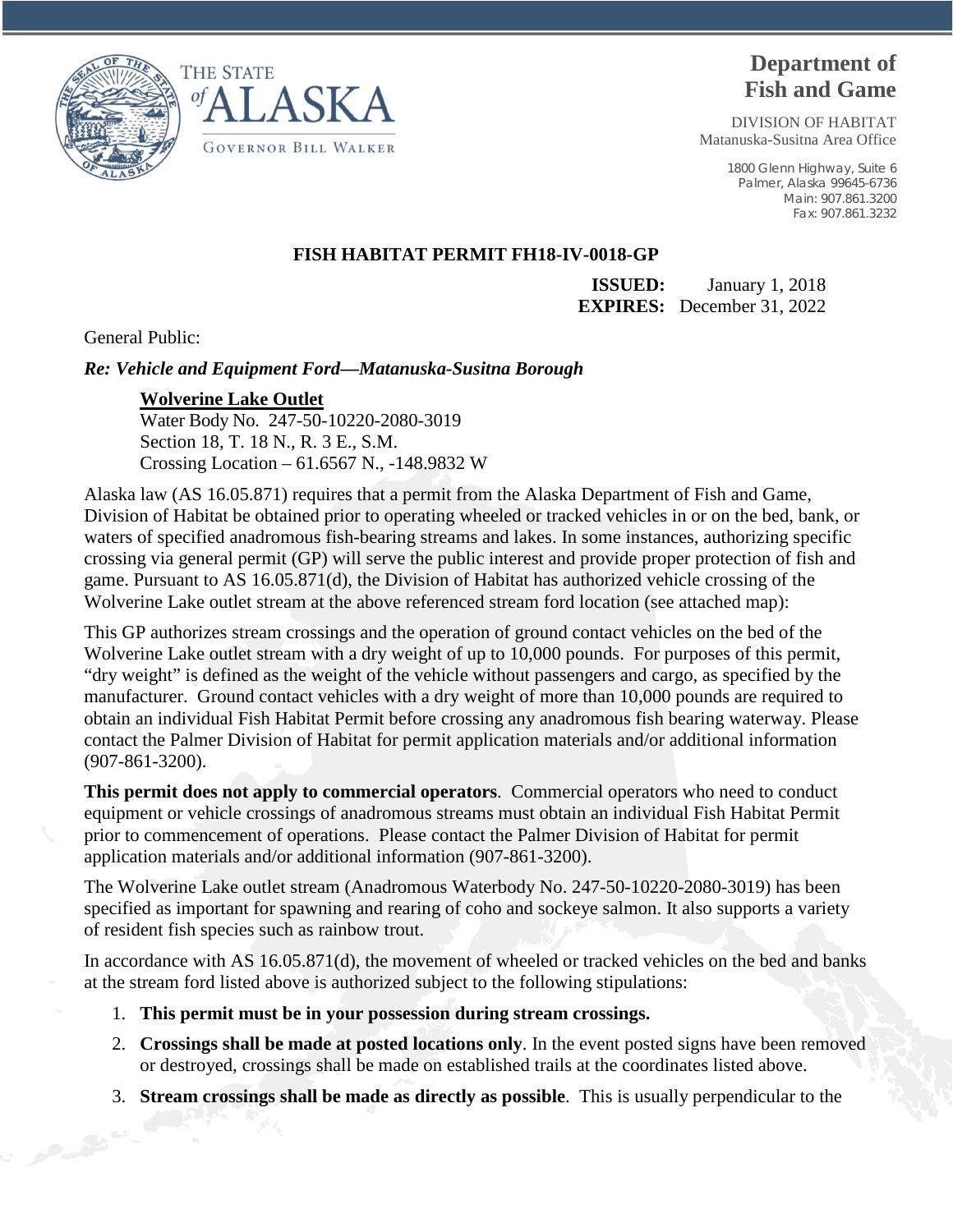THE STATE of ALASKA

GOVERNOR BILL WALKER

**Department of Fish and Game**

DIVISION OF HABITAT
Matanuska-Susitna Area Office

1800 Glenn Highway, Suite 6
Palmer, Alaska 99645-6736
Main: 907.861.3200
Fax: 907.861.3232

## FISH HABITAT PERMIT FH18-IV-0018-GP

**ISSUED:** January 1, 2018
**EXPIRES:** December 31, 2022

General Public:

***Re: Vehicle and Equipment Ford—Matanuska-Susitna Borough***

**Wolverine Lake Outlet**
Water Body No. 247-50-10220-2080-3019
Section 18, T. 18 N., R. 3 E., S.M.
Crossing Location – 61.6567 N., -148.9832 W

Alaska law (AS 16.05.871) requires that a permit from the Alaska Department of Fish and Game, Division of Habitat be obtained prior to operating wheeled or tracked vehicles in or on the bed, bank, or waters of specified anadromous fish-bearing streams and lakes. In some instances, authorizing specific crossing via general permit (GP) will serve the public interest and provide proper protection of fish and game. Pursuant to AS 16.05.871(d), the Division of Habitat has authorized vehicle crossing of the Wolverine Lake outlet stream at the above referenced stream ford location (see attached map):

This GP authorizes stream crossings and the operation of ground contact vehicles on the bed of the Wolverine Lake outlet stream with a dry weight of up to 10,000 pounds. For purposes of this permit, "dry weight" is defined as the weight of the vehicle without passengers and cargo, as specified by the manufacturer. Ground contact vehicles with a dry weight of more than 10,000 pounds are required to obtain an individual Fish Habitat Permit before crossing any anadromous fish bearing waterway. Please contact the Palmer Division of Habitat for permit application materials and/or additional information (907-861-3200).

**This permit does not apply to commercial operators**. Commercial operators who need to conduct equipment or vehicle crossings of anadromous streams must obtain an individual Fish Habitat Permit prior to commencement of operations. Please contact the Palmer Division of Habitat for permit application materials and/or additional information (907-861-3200).

The Wolverine Lake outlet stream (Anadromous Waterbody No. 247-50-10220-2080-3019) has been specified as important for spawning and rearing of coho and sockeye salmon. It also supports a variety of resident fish species such as rainbow trout.

In accordance with AS 16.05.871(d), the movement of wheeled or tracked vehicles on the bed and banks at the stream ford listed above is authorized subject to the following stipulations:

1. **This permit must be in your possession during stream crossings.**
2. **Crossings shall be made at posted locations only**. In the event posted signs have been removed or destroyed, crossings shall be made on established trails at the coordinates listed above.
3. **Stream crossings shall be made as directly as possible**. This is usually perpendicular to the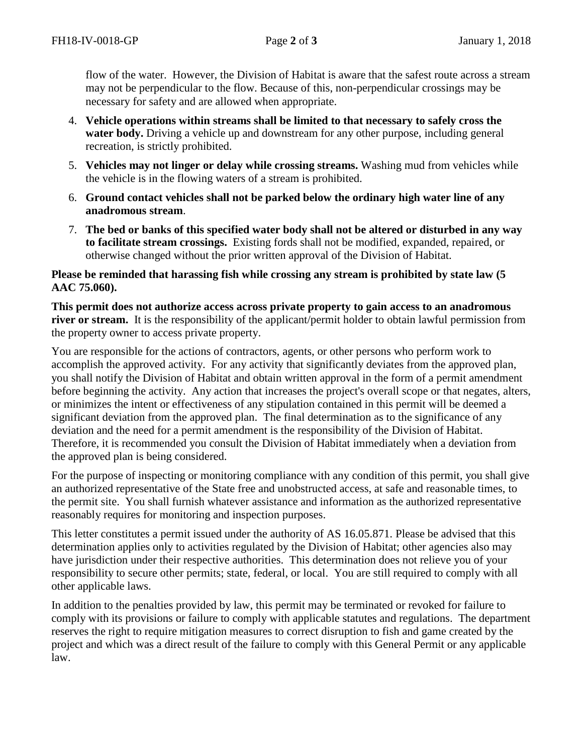flow of the water. However, the Division of Habitat is aware that the safest route across a stream may not be perpendicular to the flow. Because of this, non-perpendicular crossings may be necessary for safety and are allowed when appropriate.

4. **Vehicle operations within streams shall be limited to that necessary to safely cross the water body.** Driving a vehicle up and downstream for any other purpose, including general recreation, is strictly prohibited.
5. **Vehicles may not linger or delay while crossing streams.** Washing mud from vehicles while the vehicle is in the flowing waters of a stream is prohibited.
6. **Ground contact vehicles shall not be parked below the ordinary high water line of any anadromous stream**.
7. **The bed or banks of this specified water body shall not be altered or disturbed in any way to facilitate stream crossings.** Existing fords shall not be modified, expanded, repaired, or otherwise changed without the prior written approval of the Division of Habitat.

**Please be reminded that harassing fish while crossing any stream is prohibited by state law (5 AAC 75.060).**

**This permit does not authorize access across private property to gain access to an anadromous river or stream.** It is the responsibility of the applicant/permit holder to obtain lawful permission from the property owner to access private property.

You are responsible for the actions of contractors, agents, or other persons who perform work to accomplish the approved activity. For any activity that significantly deviates from the approved plan, you shall notify the Division of Habitat and obtain written approval in the form of a permit amendment before beginning the activity. Any action that increases the project's overall scope or that negates, alters, or minimizes the intent or effectiveness of any stipulation contained in this permit will be deemed a significant deviation from the approved plan. The final determination as to the significance of any deviation and the need for a permit amendment is the responsibility of the Division of Habitat. Therefore, it is recommended you consult the Division of Habitat immediately when a deviation from the approved plan is being considered.

For the purpose of inspecting or monitoring compliance with any condition of this permit, you shall give an authorized representative of the State free and unobstructed access, at safe and reasonable times, to the permit site. You shall furnish whatever assistance and information as the authorized representative reasonably requires for monitoring and inspection purposes.

This letter constitutes a permit issued under the authority of AS 16.05.871. Please be advised that this determination applies only to activities regulated by the Division of Habitat; other agencies also may have jurisdiction under their respective authorities. This determination does not relieve you of your responsibility to secure other permits; state, federal, or local. You are still required to comply with all other applicable laws.

In addition to the penalties provided by law, this permit may be terminated or revoked for failure to comply with its provisions or failure to comply with applicable statutes and regulations. The department reserves the right to require mitigation measures to correct disruption to fish and game created by the project and which was a direct result of the failure to comply with this General Permit or any applicable law.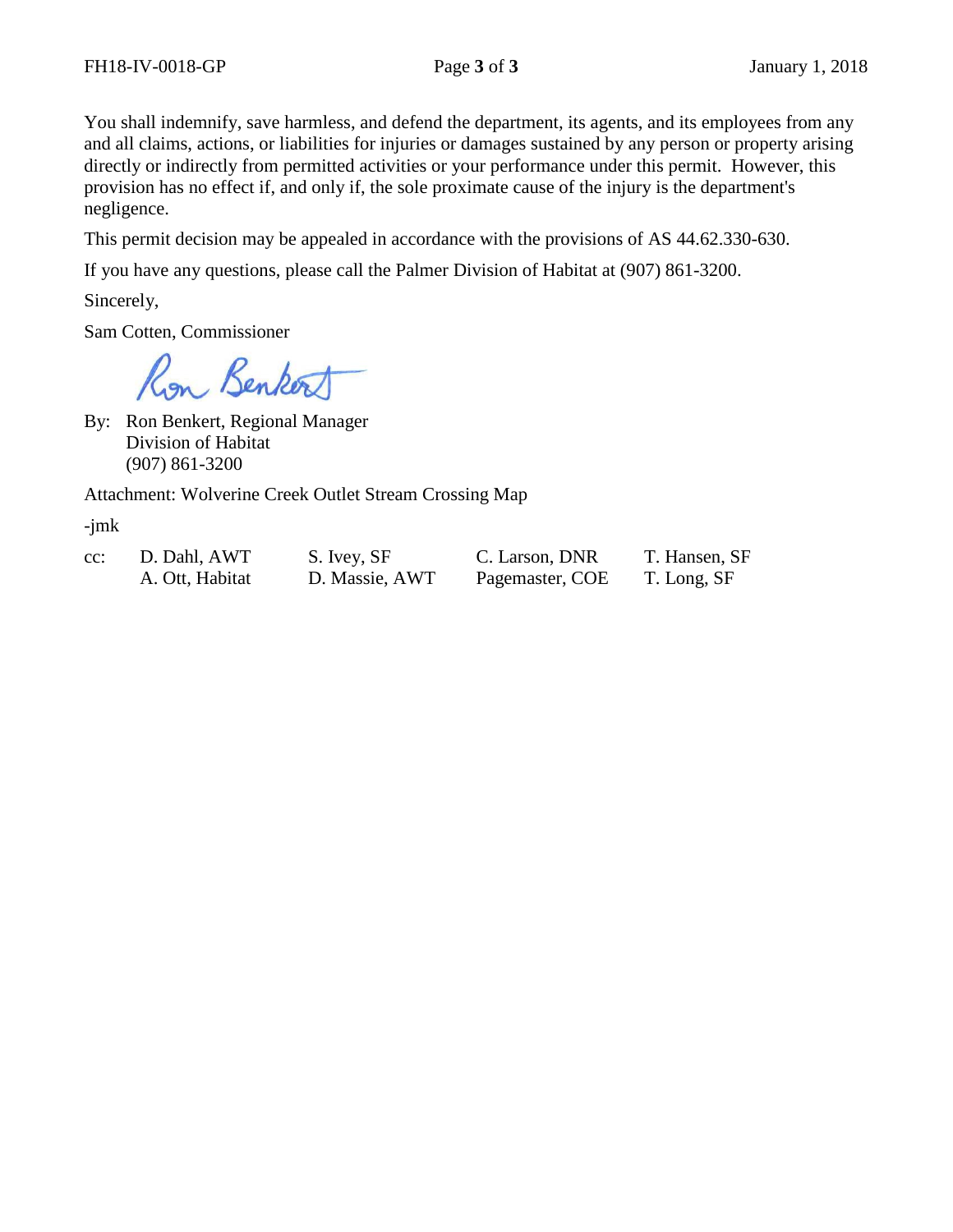You shall indemnify, save harmless, and defend the department, its agents, and its employees from any and all claims, actions, or liabilities for injuries or damages sustained by any person or property arising directly or indirectly from permitted activities or your performance under this permit. However, this provision has no effect if, and only if, the sole proximate cause of the injury is the department's negligence.

This permit decision may be appealed in accordance with the provisions of AS 44.62.330-630.

If you have any questions, please call the Palmer Division of Habitat at (907) 861-3200.

Sincerely,

Sam Cotten, Commissioner

Ron Benkert

By: Ron Benkert, Regional Manager
Division of Habitat
(907) 861-3200

Attachment: Wolverine Creek Outlet Stream Crossing Map

-jmk

cc: D. Dahl, AWT; S. Ivey, SF; C. Larson, DNR; T. Hansen, SF; A. Ott, Habitat; D. Massie, AWT; Pagemaster, COE; T. Long, SF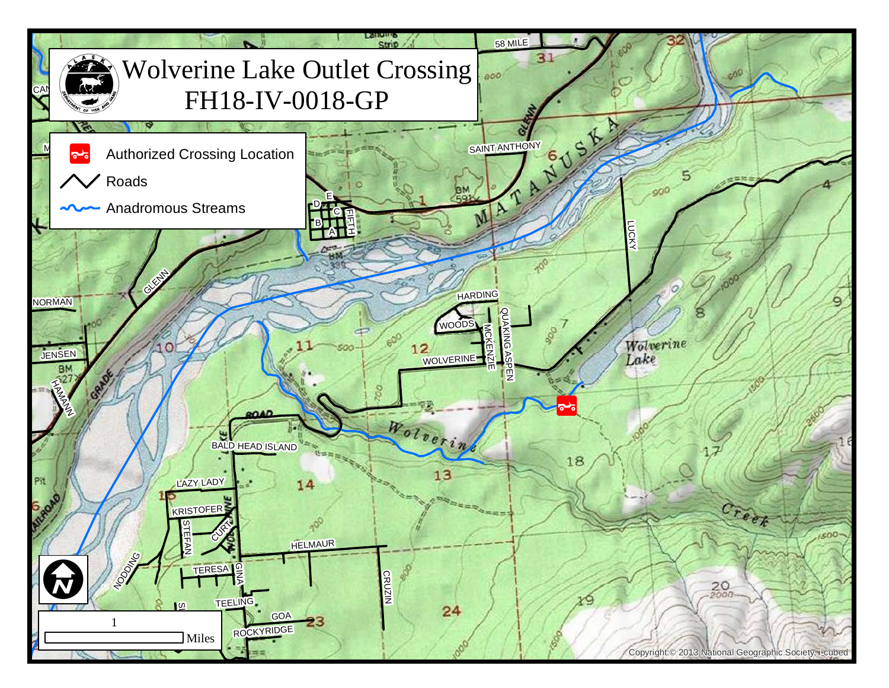# Wolverine Lake Outlet Crossing
## FH18-IV-0018-GP

Authorized Crossing Location

Roads

Anadromous Streams

1

Miles

Copyright:© 2013 National Geographic Society, i-cubed